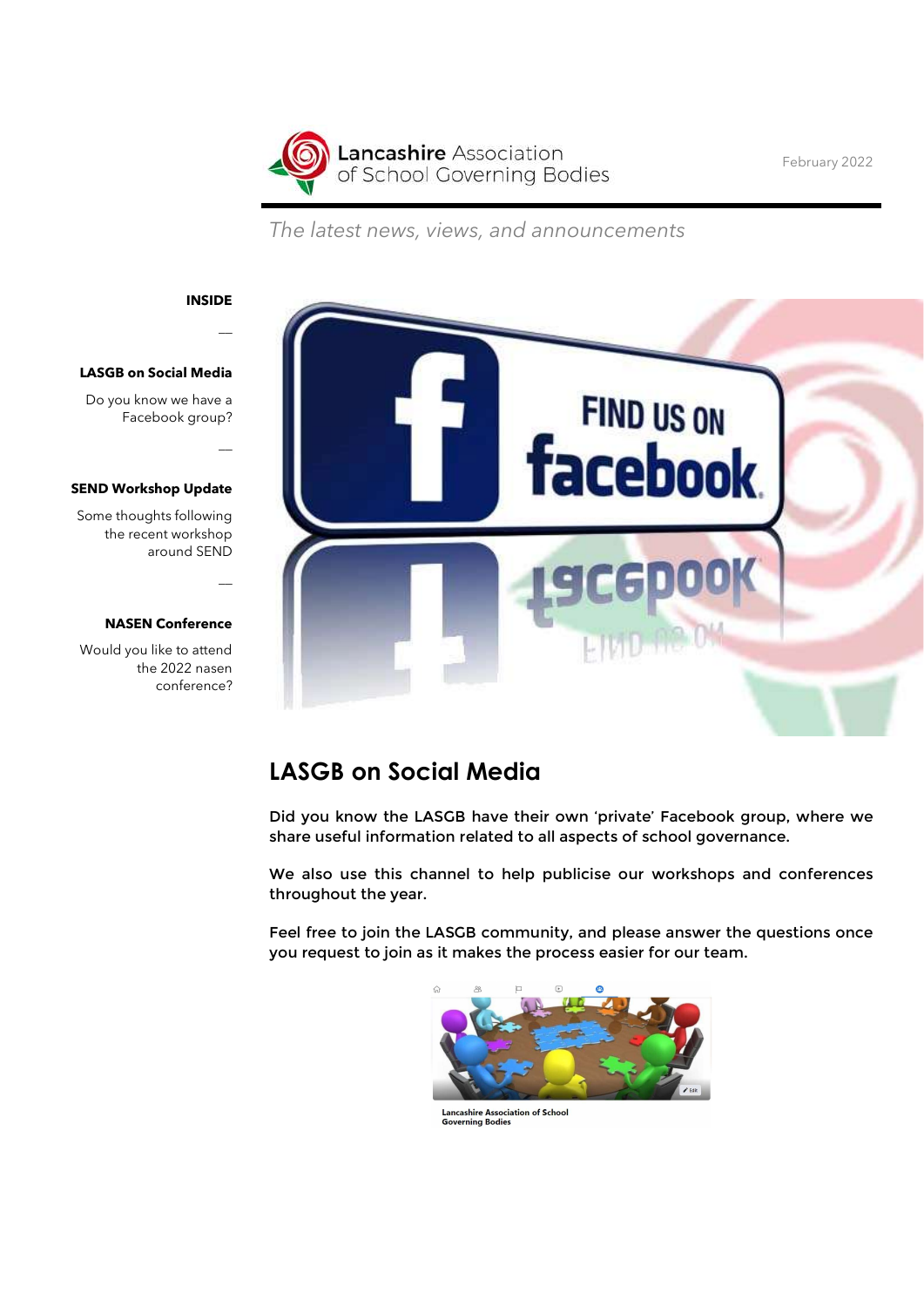Lancashire Association of School Governing Bodies

February 2022

*The latest news, views, and announcements*

**INSIDE**

**LASGB on Social Media**

Do you know we have a Facebook group?

**SEND Workshop Update**

Some thoughts following the recent workshop around SEND

**NASEN Conference**

Would you like to attend the 2022 nasen conference?

## LASGB on Social Media

Did you know the LASGB have their own 'private' Facebook group, where we share useful information related to all aspects of school governance.

We also use this channel to help publicise our workshops and conferences throughout the year.

Feel free to join the LASGB community, and please answer the questions once you request to join as it makes the process easier for our team.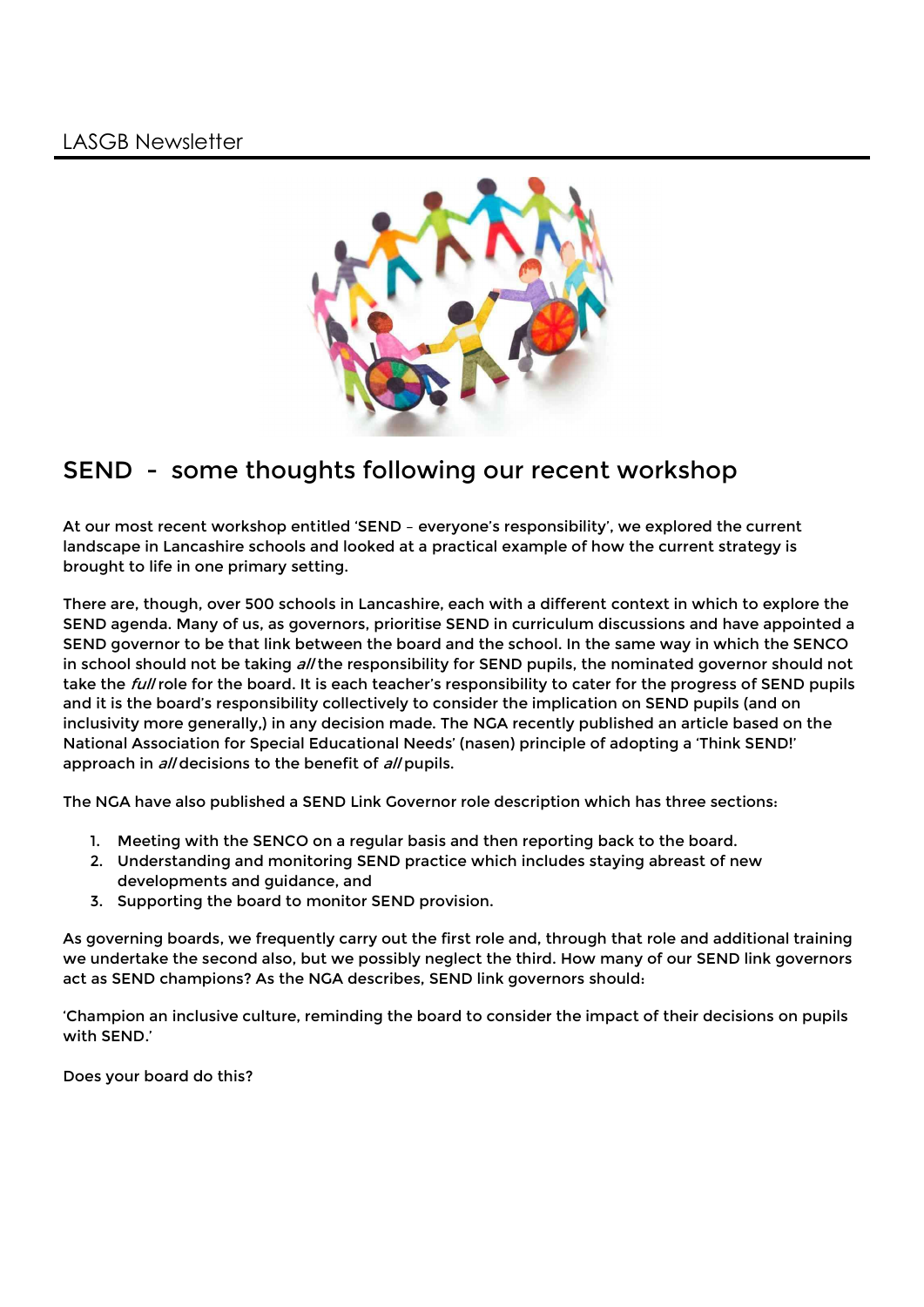## SEND - some thoughts following our recent workshop

At our most recent workshop entitled 'SEND – everyone's responsibility', we explored the current landscape in Lancashire schools and looked at a practical example of how the current strategy is brought to life in one primary setting.

There are, though, over 500 schools in Lancashire, each with a different context in which to explore the SEND agenda. Many of us, as governors, prioritise SEND in curriculum discussions and have appointed a SEND governor to be that link between the board and the school. In the same way in which the SENCO in school should not be taking *all* the responsibility for SEND pupils, the nominated governor should not take the *full* role for the board. It is each teacher's responsibility to cater for the progress of SEND pupils and it is the board's responsibility collectively to consider the implication on SEND pupils (and on inclusivity more generally,) in any decision made. The NGA recently published an article based on the National Association for Special Educational Needs' (nasen) principle of adopting a 'Think SEND!' approach in *all* decisions to the benefit of *all* pupils.

The NGA have also published a SEND Link Governor role description which has three sections:

1. Meeting with the SENCO on a regular basis and then reporting back to the board.
2. Understanding and monitoring SEND practice which includes staying abreast of new developments and guidance, and
3. Supporting the board to monitor SEND provision.

As governing boards, we frequently carry out the first role and, through that role and additional training we undertake the second also, but we possibly neglect the third. How many of our SEND link governors act as SEND champions? As the NGA describes, SEND link governors should:

'Champion an inclusive culture, reminding the board to consider the impact of their decisions on pupils with SEND.'

Does your board do this?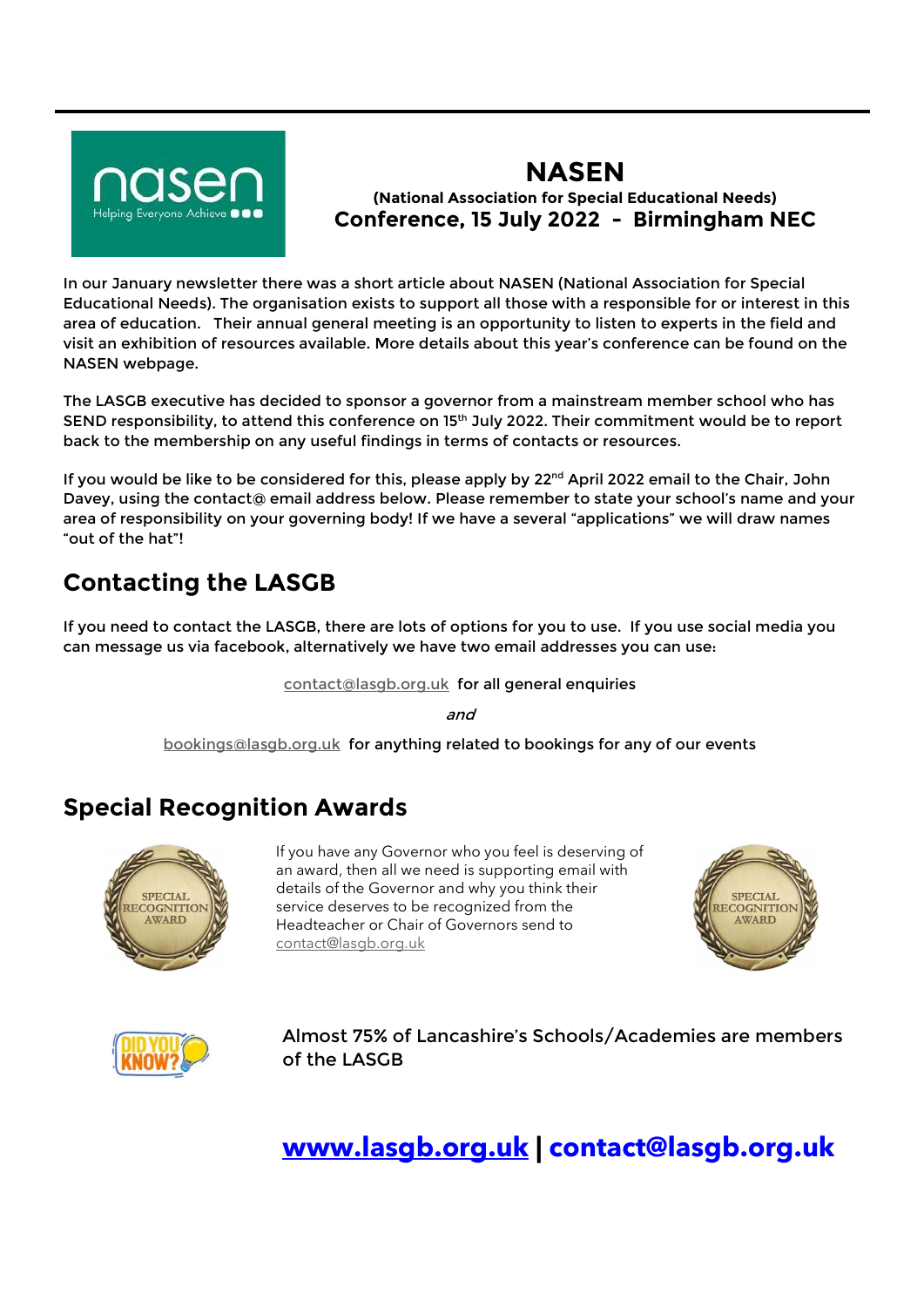# NASEN

**(National Association for Special Educational Needs)**

**Conference, 15 July 2022 - Birmingham NEC**

In our January newsletter there was a short article about NASEN (National Association for Special Educational Needs). The organisation exists to support all those with a responsible for or interest in this area of education. Their annual general meeting is an opportunity to listen to experts in the field and visit an exhibition of resources available. More details about this year's conference can be found on the NASEN webpage.

The LASGB executive has decided to sponsor a governor from a mainstream member school who has SEND responsibility, to attend this conference on 15th July 2022. Their commitment would be to report back to the membership on any useful findings in terms of contacts or resources.

If you would be like to be considered for this, please apply by 22nd April 2022 email to the Chair, John Davey, using the contact@ email address below. Please remember to state your school's name and your area of responsibility on your governing body! If we have a several "applications" we will draw names "out of the hat"!

## Contacting the LASGB

If you need to contact the LASGB, there are lots of options for you to use. If you use social media you can message us via facebook, alternatively we have two email addresses you can use:

contact@lasgb.org.uk for all general enquiries

*and*

bookings@lasgb.org.uk for anything related to bookings for any of our events

## Special Recognition Awards

If you have any Governor who you feel is deserving of an award, then all we need is supporting email with details of the Governor and why you think their service deserves to be recognized from the Headteacher or Chair of Governors send to contact@lasgb.org.uk

Almost 75% of Lancashire's Schools/Academies are members of the LASGB

**www.lasgb.org.uk | contact@lasgb.org.uk**